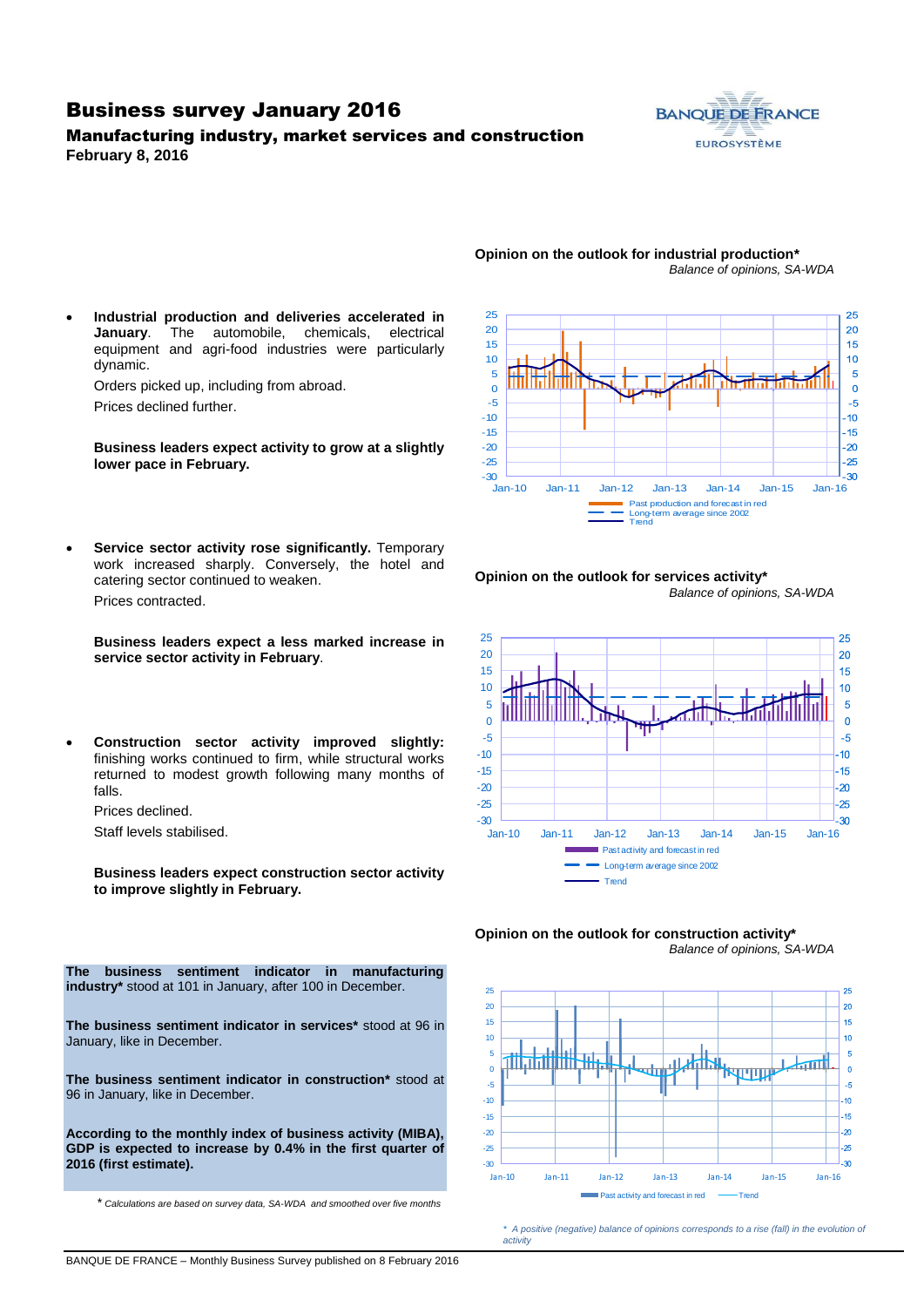# Business survey January 2016

### Manufacturing industry, market services and construction

**February 8, 2016**

- **Industrial production and deliveries accelerated in January**. The automobile, chemicals, electrical equipment and agri-food industries were particularly dynamic.

  Orders picked up, including from abroad.

  Prices declined further.

  **Business leaders expect activity to grow at a slightly lower pace in February.**

**Opinion on the outlook for industrial production***

*Balance of opinions, SA-WDA*

- **Service sector activity rose significantly.** Temporary work increased sharply. Conversely, the hotel and catering sector continued to weaken.

  Prices contracted.

  **Business leaders expect a less marked increase in service sector activity in February**.

**Opinion on the outlook for services activity***

*Balance of opinions, SA-WDA*

- **Construction sector activity improved slightly:** finishing works continued to firm, while structural works returned to modest growth following many months of falls.

  Prices declined.

  Staff levels stabilised.

  **Business leaders expect construction sector activity to improve slightly in February.**

**Opinion on the outlook for construction activity***

*Balance of opinions, SA-WDA*

**The business sentiment indicator in manufacturing industry*** stood at 101 in January, after 100 in December.

**The business sentiment indicator in services*** stood at 96 in January, like in December.

**The business sentiment indicator in construction*** stood at 96 in January, like in December.

**According to the monthly index of business activity (MIBA), GDP is expected to increase by 0.4% in the first quarter of 2016 (first estimate).**

\* *Calculations are based on survey data, SA-WDA and smoothed over five months*

\* *A positive (negative) balance of opinions corresponds to a rise (fall) in the evolution of activity*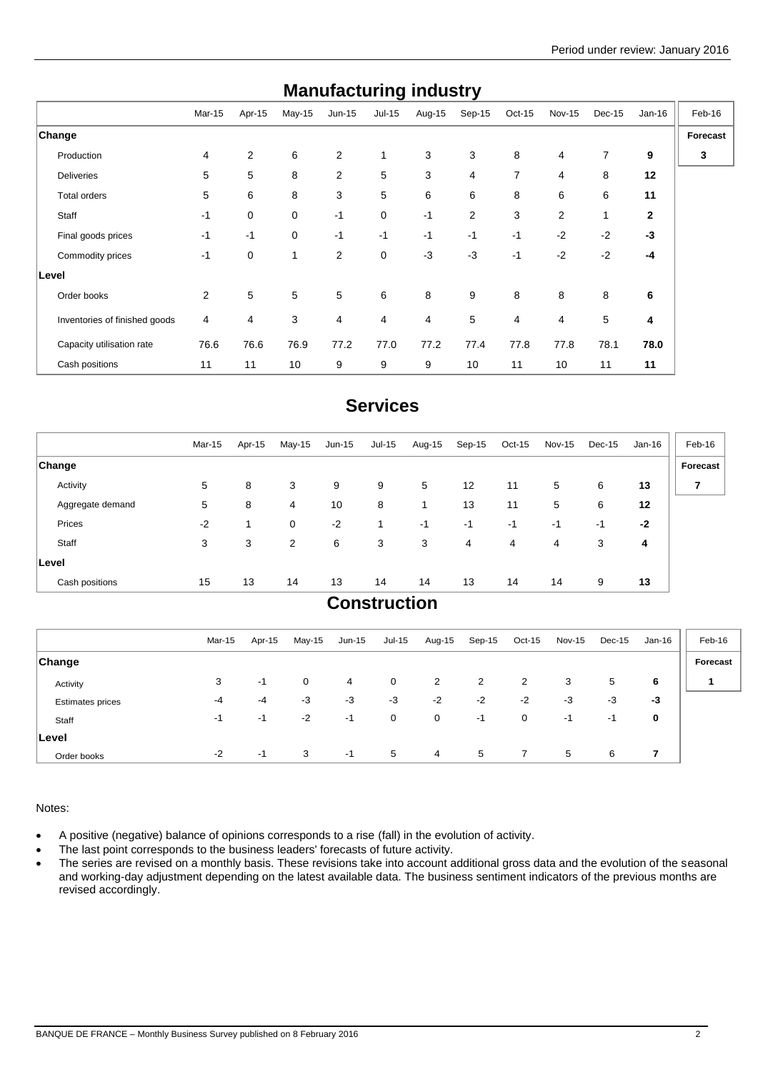Period under review: January 2016

## Manufacturing industry

| | Mar-15 | Apr-15 | May-15 | Jun-15 | Jul-15 | Aug-15 | Sep-15 | Oct-15 | Nov-15 | Dec-15 | Jan-16 | Feb-16 |
|---|---|---|---|---|---|---|---|---|---|---|---|---|
| **Change** | | | | | | | | | | | | **Forecast** |
| Production | 4 | 2 | 6 | 2 | 1 | 3 | 3 | 8 | 4 | 7 | **9** | **3** |
| Deliveries | 5 | 5 | 8 | 2 | 5 | 3 | 4 | 7 | 4 | 8 | **12** | |
| Total orders | 5 | 6 | 8 | 3 | 5 | 6 | 6 | 8 | 6 | 6 | **11** | |
| Staff | -1 | 0 | 0 | -1 | 0 | -1 | 2 | 3 | 2 | 1 | **2** | |
| Final goods prices | -1 | -1 | 0 | -1 | -1 | -1 | -1 | -1 | -2 | -2 | **-3** | |
| Commodity prices | -1 | 0 | 1 | 2 | 0 | -3 | -3 | -1 | -2 | -2 | **-4** | |
| **Level** | | | | | | | | | | | | |
| Order books | 2 | 5 | 5 | 5 | 6 | 8 | 9 | 8 | 8 | 8 | **6** | |
| Inventories of finished goods | 4 | 4 | 3 | 4 | 4 | 4 | 5 | 4 | 4 | 5 | **4** | |
| Capacity utilisation rate | 76.6 | 76.6 | 76.9 | 77.2 | 77.0 | 77.2 | 77.4 | 77.8 | 77.8 | 78.1 | **78.0** | |
| Cash positions | 11 | 11 | 10 | 9 | 9 | 9 | 10 | 11 | 10 | 11 | **11** | |

## Services

| | Mar-15 | Apr-15 | May-15 | Jun-15 | Jul-15 | Aug-15 | Sep-15 | Oct-15 | Nov-15 | Dec-15 | Jan-16 | Feb-16 |
|---|---|---|---|---|---|---|---|---|---|---|---|---|
| **Change** | | | | | | | | | | | | **Forecast** |
| Activity | 5 | 8 | 3 | 9 | 9 | 5 | 12 | 11 | 5 | 6 | **13** | **7** |
| Aggregate demand | 5 | 8 | 4 | 10 | 8 | 1 | 13 | 11 | 5 | 6 | **12** | |
| Prices | -2 | 1 | 0 | -2 | 1 | -1 | -1 | -1 | -1 | -1 | **-2** | |
| Staff | 3 | 3 | 2 | 6 | 3 | 3 | 4 | 4 | 4 | 3 | **4** | |
| **Level** | | | | | | | | | | | | |
| Cash positions | 15 | 13 | 14 | 13 | 14 | 14 | 13 | 14 | 14 | 9 | **13** | |

## Construction

| | Mar-15 | Apr-15 | May-15 | Jun-15 | Jul-15 | Aug-15 | Sep-15 | Oct-15 | Nov-15 | Dec-15 | Jan-16 | Feb-16 |
|---|---|---|---|---|---|---|---|---|---|---|---|---|
| **Change** | | | | | | | | | | | | **Forecast** |
| Activity | 3 | -1 | 0 | 4 | 0 | 2 | 2 | 2 | 3 | 5 | **6** | **1** |
| Estimates prices | -4 | -4 | -3 | -3 | -3 | -2 | -2 | -2 | -3 | -3 | **-3** | |
| Staff | -1 | -1 | -2 | -1 | 0 | 0 | -1 | 0 | -1 | -1 | **0** | |
| **Level** | | | | | | | | | | | | |
| Order books | -2 | -1 | 3 | -1 | 5 | 4 | 5 | 7 | 5 | 6 | **7** | |

Notes:

- A positive (negative) balance of opinions corresponds to a rise (fall) in the evolution of activity.
- The last point corresponds to the business leaders' forecasts of future activity.
- The series are revised on a monthly basis. These revisions take into account additional gross data and the evolution of the seasonal and working-day adjustment depending on the latest available data. The business sentiment indicators of the previous months are revised accordingly.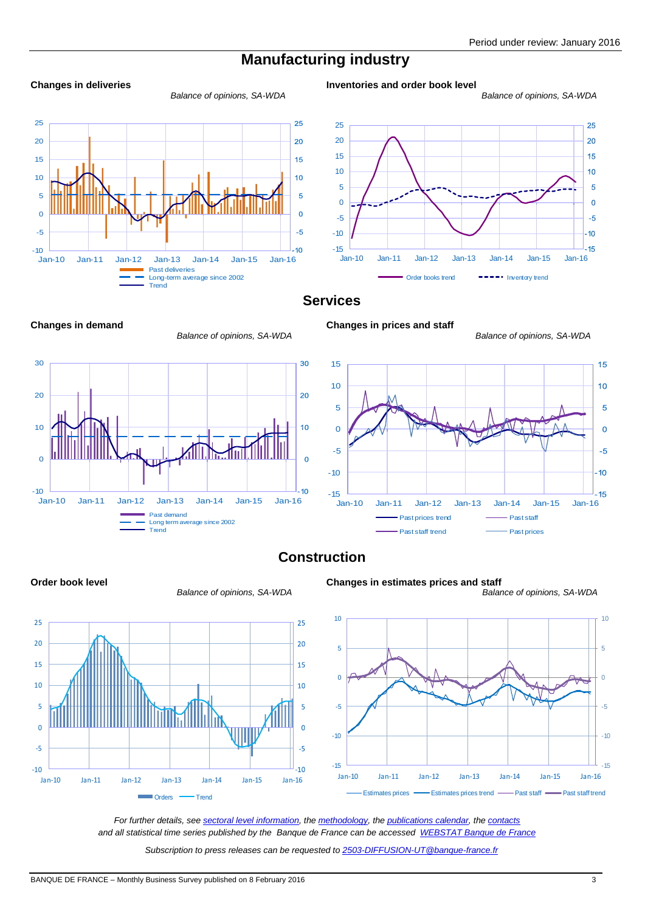Period under review: January 2016

# Manufacturing industry

### Changes in deliveries

*Balance of opinions, SA-WDA*

25
20
15
10
5
0
-5
-10

Jan-10 Jan-11 Jan-12 Jan-13 Jan-14 Jan-15 Jan-16

Past deliveries
Long-term average since 2002
Trend

### Inventories and order book level

*Balance of opinions, SA-WDA*

25
20
15
10
5
0
-5
-10
-15

Jan-10 Jan-11 Jan-12 Jan-13 Jan-14 Jan-15 Jan-16

Order books trend
Inventory trend

# Services

### Changes in demand

*Balance of opinions, SA-WDA*

30
20
10
0
-10

Jan-10 Jan-11 Jan-12 Jan-13 Jan-14 Jan-15 Jan-16

Past demand
Long term average since 2002
Trend

### Changes in prices and staff

*Balance of opinions, SA-WDA*

15
10
5
0
-5
-10
-15

Jan-10 Jan-11 Jan-12 Jan-13 Jan-14 Jan-15 Jan-16

Past prices trend
Past staff
Past staff trend
Past prices

# Construction

### Order book level

*Balance of opinions, SA-WDA*

25
20
15
10
5
0
-5
-10

Jan-10 Jan-11 Jan-12 Jan-13 Jan-14 Jan-15 Jan-16

Orders
Trend

### Changes in estimates prices and staff

*Balance of opinions, SA-WDA*

10
5
0
-5
-10
-15

Jan-10 Jan-11 Jan-12 Jan-13 Jan-14 Jan-15 Jan-16

Estimates prices
Estimates prices trend
Past staff
Past staff trend

*For further details, see [sectoral level information](), the [methodology](), the [publications calendar](), the [contacts]() and all statistical time series published by the Banque de France can be accessed [WEBSTAT Banque de France]()*

*Subscription to press releases can be requested to [2503-DIFFUSION-UT@banque-france.fr]()*

BANQUE DE FRANCE – Monthly Business Survey published on 8 February 2016